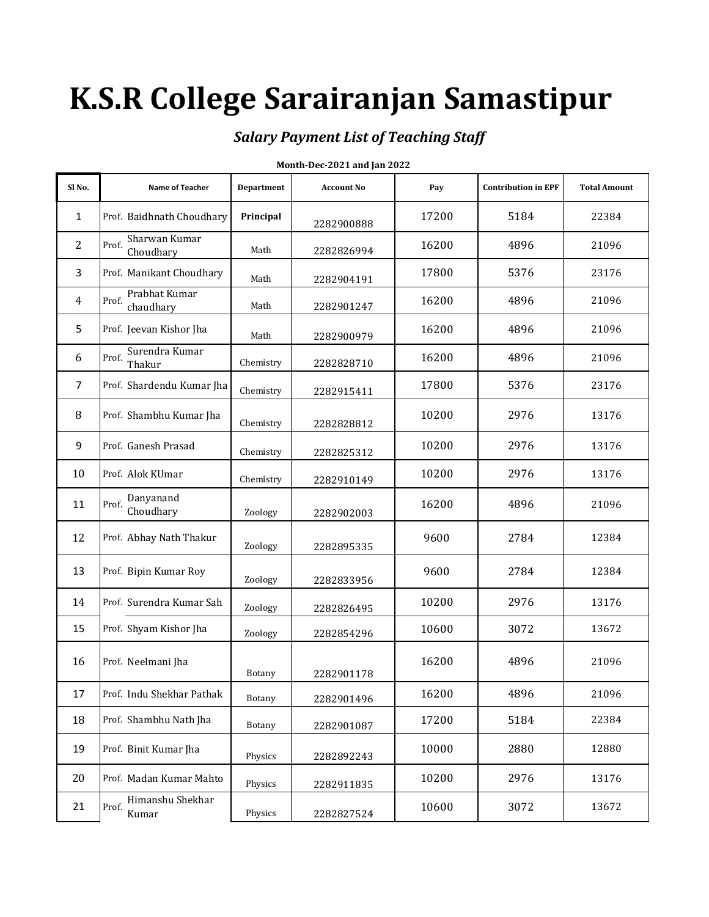# K.S.R College Sarairanjan Samastipur

## *Salary Payment List of Teaching Staff*

**Month-Dec-2021 and Jan 2022**

| Sl No. | Name of Teacher | Department | Account No | Pay | Contribution in EPF | Total Amount |
|---|---|---|---|---|---|---|
| 1 | Prof. Baidhnath Choudhary | **Principal** | 2282900888 | 17200 | 5184 | 22384 |
| 2 | Prof. Sharwan Kumar Choudhary | Math | 2282826994 | 16200 | 4896 | 21096 |
| 3 | Prof. Manikant Choudhary | Math | 2282904191 | 17800 | 5376 | 23176 |
| 4 | Prof. Prabhat Kumar chaudhary | Math | 2282901247 | 16200 | 4896 | 21096 |
| 5 | Prof. Jeevan Kishor Jha | Math | 2282900979 | 16200 | 4896 | 21096 |
| 6 | Prof. Surendra Kumar Thakur | Chemistry | 2282828710 | 16200 | 4896 | 21096 |
| 7 | Prof. Shardendu Kumar Jha | Chemistry | 2282915411 | 17800 | 5376 | 23176 |
| 8 | Prof. Shambhu Kumar Jha | Chemistry | 2282828812 | 10200 | 2976 | 13176 |
| 9 | Prof. Ganesh Prasad | Chemistry | 2282825312 | 10200 | 2976 | 13176 |
| 10 | Prof. Alok KUmar | Chemistry | 2282910149 | 10200 | 2976 | 13176 |
| 11 | Prof. Danyanand Choudhary | Zoology | 2282902003 | 16200 | 4896 | 21096 |
| 12 | Prof. Abhay Nath Thakur | Zoology | 2282895335 | 9600 | 2784 | 12384 |
| 13 | Prof. Bipin Kumar Roy | Zoology | 2282833956 | 9600 | 2784 | 12384 |
| 14 | Prof. Surendra Kumar Sah | Zoology | 2282826495 | 10200 | 2976 | 13176 |
| 15 | Prof. Shyam Kishor Jha | Zoology | 2282854296 | 10600 | 3072 | 13672 |
| 16 | Prof. Neelmani Jha | Botany | 2282901178 | 16200 | 4896 | 21096 |
| 17 | Prof. Indu Shekhar Pathak | Botany | 2282901496 | 16200 | 4896 | 21096 |
| 18 | Prof. Shambhu Nath Jha | Botany | 2282901087 | 17200 | 5184 | 22384 |
| 19 | Prof. Binit Kumar Jha | Physics | 2282892243 | 10000 | 2880 | 12880 |
| 20 | Prof. Madan Kumar Mahto | Physics | 2282911835 | 10200 | 2976 | 13176 |
| 21 | Prof. Himanshu Shekhar Kumar | Physics | 2282827524 | 10600 | 3072 | 13672 |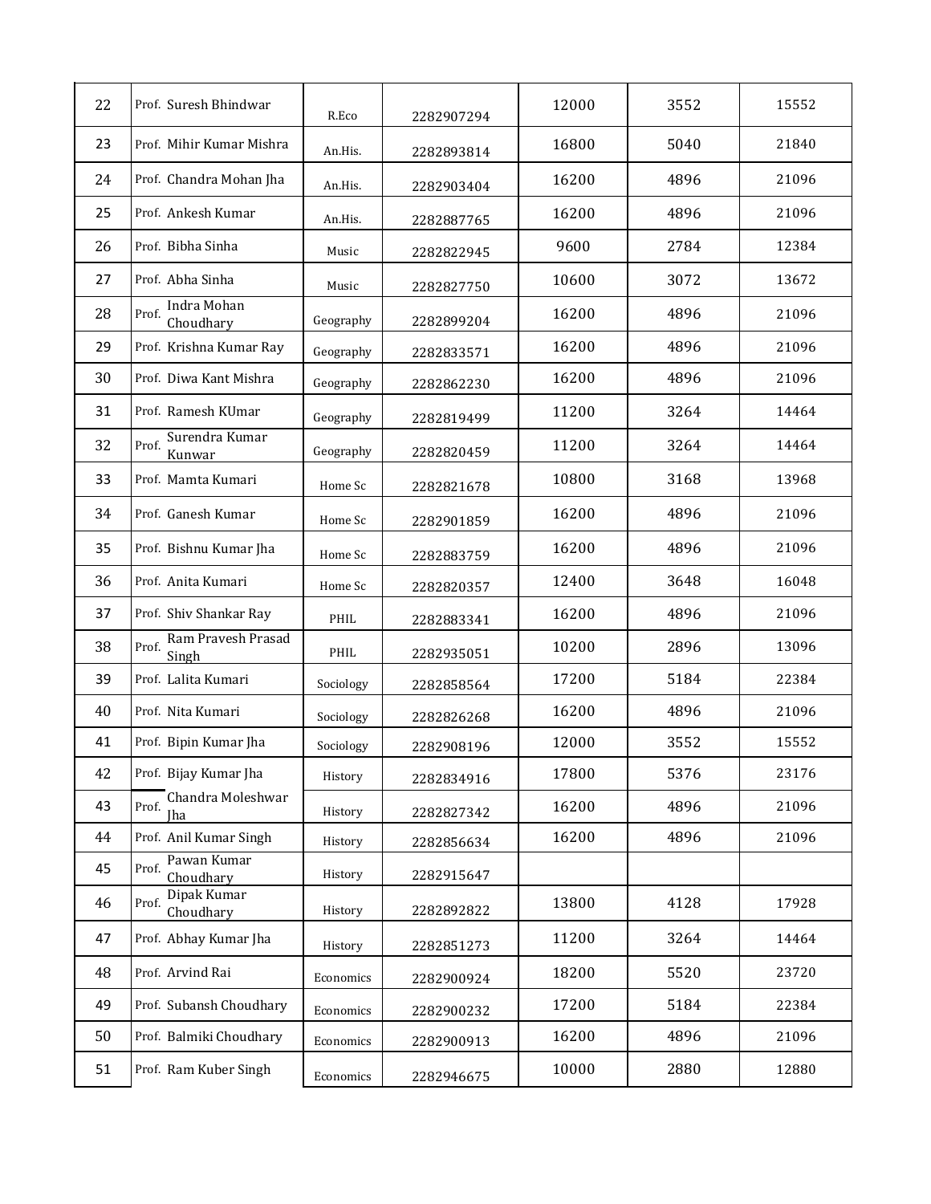| 22 | Prof. Suresh Bhindwar | R.Eco | 2282907294 | 12000 | 3552 | 15552 |
|---|---|---|---|---|---|---|
| 23 | Prof. Mihir Kumar Mishra | An.His. | 2282893814 | 16800 | 5040 | 21840 |
| 24 | Prof. Chandra Mohan Jha | An.His. | 2282903404 | 16200 | 4896 | 21096 |
| 25 | Prof. Ankesh Kumar | An.His. | 2282887765 | 16200 | 4896 | 21096 |
| 26 | Prof. Bibha Sinha | Music | 2282822945 | 9600 | 2784 | 12384 |
| 27 | Prof. Abha Sinha | Music | 2282827750 | 10600 | 3072 | 13672 |
| 28 | Prof. Indra Mohan Choudhary | Geography | 2282899204 | 16200 | 4896 | 21096 |
| 29 | Prof. Krishna Kumar Ray | Geography | 2282833571 | 16200 | 4896 | 21096 |
| 30 | Prof. Diwa Kant Mishra | Geography | 2282862230 | 16200 | 4896 | 21096 |
| 31 | Prof. Ramesh KUmar | Geography | 2282819499 | 11200 | 3264 | 14464 |
| 32 | Prof. Surendra Kumar Kunwar | Geography | 2282820459 | 11200 | 3264 | 14464 |
| 33 | Prof. Mamta Kumari | Home Sc | 2282821678 | 10800 | 3168 | 13968 |
| 34 | Prof. Ganesh Kumar | Home Sc | 2282901859 | 16200 | 4896 | 21096 |
| 35 | Prof. Bishnu Kumar Jha | Home Sc | 2282883759 | 16200 | 4896 | 21096 |
| 36 | Prof. Anita Kumari | Home Sc | 2282820357 | 12400 | 3648 | 16048 |
| 37 | Prof. Shiv Shankar Ray | PHIL | 2282883341 | 16200 | 4896 | 21096 |
| 38 | Prof. Ram Pravesh Prasad Singh | PHIL | 2282935051 | 10200 | 2896 | 13096 |
| 39 | Prof. Lalita Kumari | Sociology | 2282858564 | 17200 | 5184 | 22384 |
| 40 | Prof. Nita Kumari | Sociology | 2282826268 | 16200 | 4896 | 21096 |
| 41 | Prof. Bipin Kumar Jha | Sociology | 2282908196 | 12000 | 3552 | 15552 |
| 42 | Prof. Bijay Kumar Jha | History | 2282834916 | 17800 | 5376 | 23176 |
| 43 | Prof. Chandra Moleshwar Jha | History | 2282827342 | 16200 | 4896 | 21096 |
| 44 | Prof. Anil Kumar Singh | History | 2282856634 | 16200 | 4896 | 21096 |
| 45 | Prof. Pawan Kumar Choudhary | History | 2282915647 | | | |
| 46 | Prof. Dipak Kumar Choudhary | History | 2282892822 | 13800 | 4128 | 17928 |
| 47 | Prof. Abhay Kumar Jha | History | 2282851273 | 11200 | 3264 | 14464 |
| 48 | Prof. Arvind Rai | Economics | 2282900924 | 18200 | 5520 | 23720 |
| 49 | Prof. Subansh Choudhary | Economics | 2282900232 | 17200 | 5184 | 22384 |
| 50 | Prof. Balmiki Choudhary | Economics | 2282900913 | 16200 | 4896 | 21096 |
| 51 | Prof. Ram Kuber Singh | Economics | 2282946675 | 10000 | 2880 | 12880 |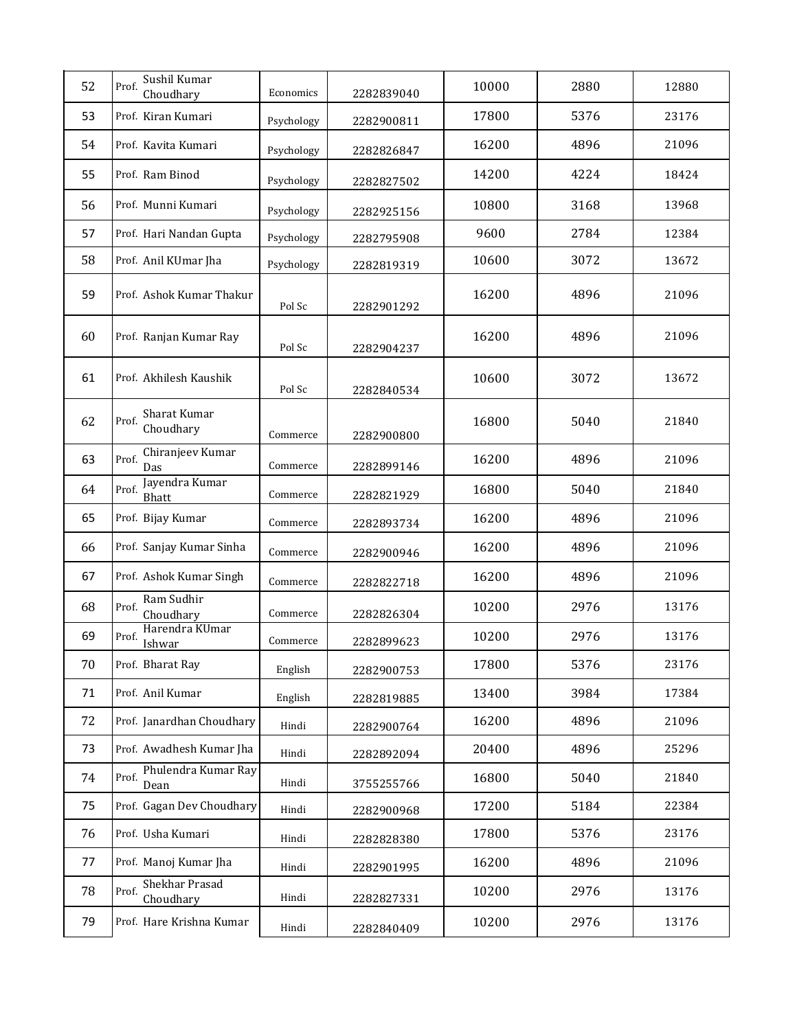| 52 | Prof. Sushil Kumar Choudhary | Economics | 2282839040 | 10000 | 2880 | 12880 |
|---|---|---|---|---|---|---|
| 53 | Prof. Kiran Kumari | Psychology | 2282900811 | 17800 | 5376 | 23176 |
| 54 | Prof. Kavita Kumari | Psychology | 2282826847 | 16200 | 4896 | 21096 |
| 55 | Prof. Ram Binod | Psychology | 2282827502 | 14200 | 4224 | 18424 |
| 56 | Prof. Munni Kumari | Psychology | 2282925156 | 10800 | 3168 | 13968 |
| 57 | Prof. Hari Nandan Gupta | Psychology | 2282795908 | 9600 | 2784 | 12384 |
| 58 | Prof. Anil KUmar Jha | Psychology | 2282819319 | 10600 | 3072 | 13672 |
| 59 | Prof. Ashok Kumar Thakur | Pol Sc | 2282901292 | 16200 | 4896 | 21096 |
| 60 | Prof. Ranjan Kumar Ray | Pol Sc | 2282904237 | 16200 | 4896 | 21096 |
| 61 | Prof. Akhilesh Kaushik | Pol Sc | 2282840534 | 10600 | 3072 | 13672 |
| 62 | Prof. Sharat Kumar Choudhary | Commerce | 2282900800 | 16800 | 5040 | 21840 |
| 63 | Prof. Chiranjeev Kumar Das | Commerce | 2282899146 | 16200 | 4896 | 21096 |
| 64 | Prof. Jayendra Kumar Bhatt | Commerce | 2282821929 | 16800 | 5040 | 21840 |
| 65 | Prof. Bijay Kumar | Commerce | 2282893734 | 16200 | 4896 | 21096 |
| 66 | Prof. Sanjay Kumar Sinha | Commerce | 2282900946 | 16200 | 4896 | 21096 |
| 67 | Prof. Ashok Kumar Singh | Commerce | 2282822718 | 16200 | 4896 | 21096 |
| 68 | Prof. Ram Sudhir Choudhary | Commerce | 2282826304 | 10200 | 2976 | 13176 |
| 69 | Prof. Harendra KUmar Ishwar | Commerce | 2282899623 | 10200 | 2976 | 13176 |
| 70 | Prof. Bharat Ray | English | 2282900753 | 17800 | 5376 | 23176 |
| 71 | Prof. Anil Kumar | English | 2282819885 | 13400 | 3984 | 17384 |
| 72 | Prof. Janardhan Choudhary | Hindi | 2282900764 | 16200 | 4896 | 21096 |
| 73 | Prof. Awadhesh Kumar Jha | Hindi | 2282892094 | 20400 | 4896 | 25296 |
| 74 | Prof. Phulendra Kumar Ray Dean | Hindi | 3755255766 | 16800 | 5040 | 21840 |
| 75 | Prof. Gagan Dev Choudhary | Hindi | 2282900968 | 17200 | 5184 | 22384 |
| 76 | Prof. Usha Kumari | Hindi | 2282828380 | 17800 | 5376 | 23176 |
| 77 | Prof. Manoj Kumar Jha | Hindi | 2282901995 | 16200 | 4896 | 21096 |
| 78 | Prof. Shekhar Prasad Choudhary | Hindi | 2282827331 | 10200 | 2976 | 13176 |
| 79 | Prof. Hare Krishna Kumar | Hindi | 2282840409 | 10200 | 2976 | 13176 |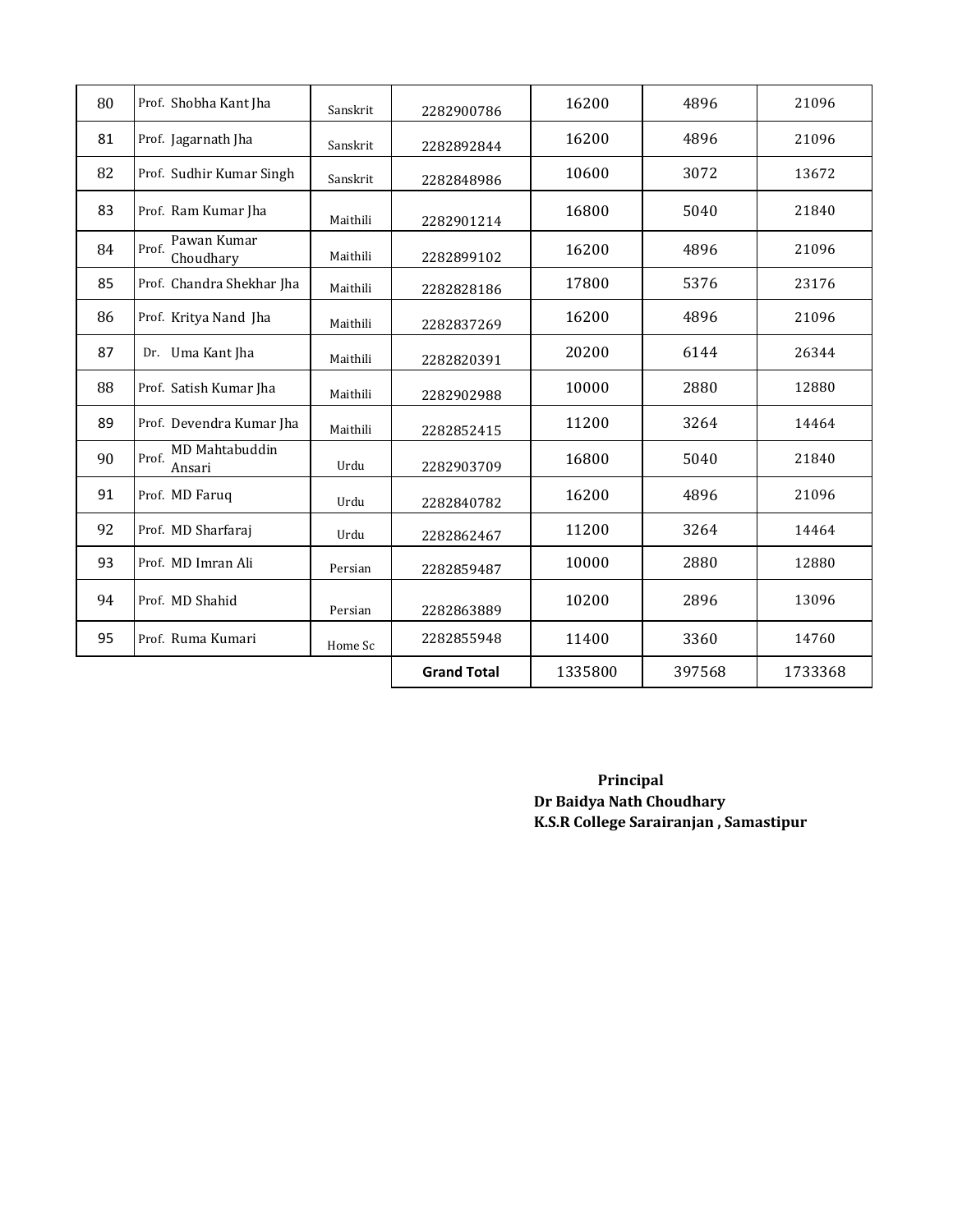| 80 | Prof. Shobha Kant Jha | Sanskrit | 2282900786 | 16200 | 4896 | 21096 |
|---|---|---|---|---|---|---|
| 81 | Prof. Jagarnath Jha | Sanskrit | 2282892844 | 16200 | 4896 | 21096 |
| 82 | Prof. Sudhir Kumar Singh | Sanskrit | 2282848986 | 10600 | 3072 | 13672 |
| 83 | Prof. Ram Kumar Jha | Maithili | 2282901214 | 16800 | 5040 | 21840 |
| 84 | Prof. Pawan Kumar Choudhary | Maithili | 2282899102 | 16200 | 4896 | 21096 |
| 85 | Prof. Chandra Shekhar Jha | Maithili | 2282828186 | 17800 | 5376 | 23176 |
| 86 | Prof. Kritya Nand Jha | Maithili | 2282837269 | 16200 | 4896 | 21096 |
| 87 | Dr. Uma Kant Jha | Maithili | 2282820391 | 20200 | 6144 | 26344 |
| 88 | Prof. Satish Kumar Jha | Maithili | 2282902988 | 10000 | 2880 | 12880 |
| 89 | Prof. Devendra Kumar Jha | Maithili | 2282852415 | 11200 | 3264 | 14464 |
| 90 | Prof. MD Mahtabuddin Ansari | Urdu | 2282903709 | 16800 | 5040 | 21840 |
| 91 | Prof. MD Faruq | Urdu | 2282840782 | 16200 | 4896 | 21096 |
| 92 | Prof. MD Sharfaraj | Urdu | 2282862467 | 11200 | 3264 | 14464 |
| 93 | Prof. MD Imran Ali | Persian | 2282859487 | 10000 | 2880 | 12880 |
| 94 | Prof. MD Shahid | Persian | 2282863889 | 10200 | 2896 | 13096 |
| 95 | Prof. Ruma Kumari | Home Sc | 2282855948 | 11400 | 3360 | 14760 |
| | | | **Grand Total** | 1335800 | 397568 | 1733368 |

**Principal**
**Dr Baidya Nath Choudhary**
**K.S.R College Sarairanjan , Samastipur**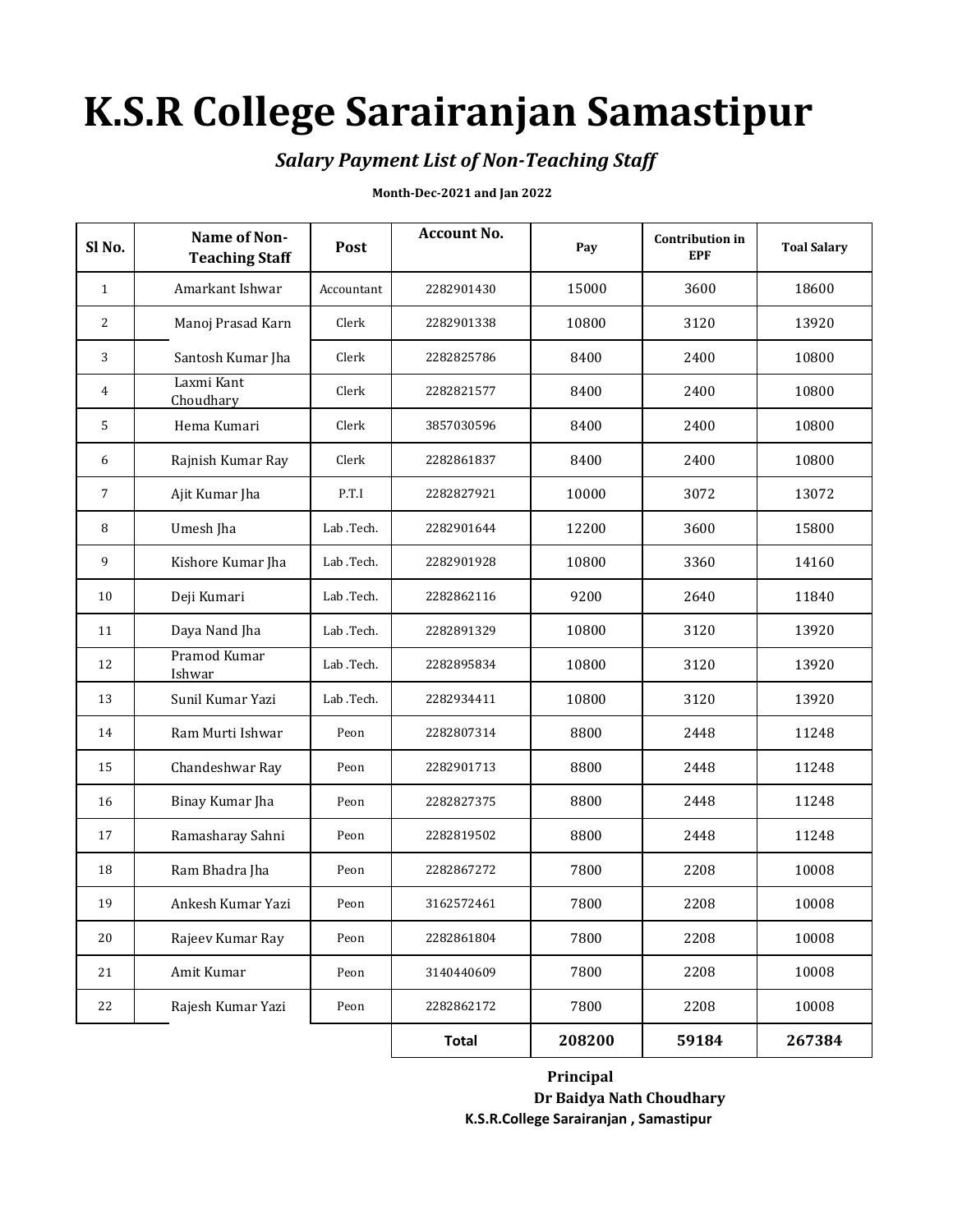# K.S.R College Sarairanjan Samastipur

## *Salary Payment List of Non-Teaching Staff*

**Month-Dec-2021 and Jan 2022**

| Sl No. | Name of Non-Teaching Staff | Post | Account No. | Pay | Contribution in EPF | Toal Salary |
|---|---|---|---|---|---|---|
| 1 | Amarkant Ishwar | Accountant | 2282901430 | 15000 | 3600 | 18600 |
| 2 | Manoj Prasad Karn | Clerk | 2282901338 | 10800 | 3120 | 13920 |
| 3 | Santosh Kumar Jha | Clerk | 2282825786 | 8400 | 2400 | 10800 |
| 4 | Laxmi Kant Choudhary | Clerk | 2282821577 | 8400 | 2400 | 10800 |
| 5 | Hema Kumari | Clerk | 3857030596 | 8400 | 2400 | 10800 |
| 6 | Rajnish Kumar Ray | Clerk | 2282861837 | 8400 | 2400 | 10800 |
| 7 | Ajit Kumar Jha | P.T.I | 2282827921 | 10000 | 3072 | 13072 |
| 8 | Umesh Jha | Lab .Tech. | 2282901644 | 12200 | 3600 | 15800 |
| 9 | Kishore Kumar Jha | Lab .Tech. | 2282901928 | 10800 | 3360 | 14160 |
| 10 | Deji Kumari | Lab .Tech. | 2282862116 | 9200 | 2640 | 11840 |
| 11 | Daya Nand Jha | Lab .Tech. | 2282891329 | 10800 | 3120 | 13920 |
| 12 | Pramod Kumar Ishwar | Lab .Tech. | 2282895834 | 10800 | 3120 | 13920 |
| 13 | Sunil Kumar Yazi | Lab .Tech. | 2282934411 | 10800 | 3120 | 13920 |
| 14 | Ram Murti Ishwar | Peon | 2282807314 | 8800 | 2448 | 11248 |
| 15 | Chandeshwar Ray | Peon | 2282901713 | 8800 | 2448 | 11248 |
| 16 | Binay Kumar Jha | Peon | 2282827375 | 8800 | 2448 | 11248 |
| 17 | Ramasharay Sahni | Peon | 2282819502 | 8800 | 2448 | 11248 |
| 18 | Ram Bhadra Jha | Peon | 2282867272 | 7800 | 2208 | 10008 |
| 19 | Ankesh Kumar Yazi | Peon | 3162572461 | 7800 | 2208 | 10008 |
| 20 | Rajeev Kumar Ray | Peon | 2282861804 | 7800 | 2208 | 10008 |
| 21 | Amit Kumar | Peon | 3140440609 | 7800 | 2208 | 10008 |
| 22 | Rajesh Kumar Yazi | Peon | 2282862172 | 7800 | 2208 | 10008 |
| | | | **Total** | **208200** | **59184** | **267384** |

**Principal**

**Dr Baidya Nath Choudhary**

**K.S.R.College Sarairanjan , Samastipur**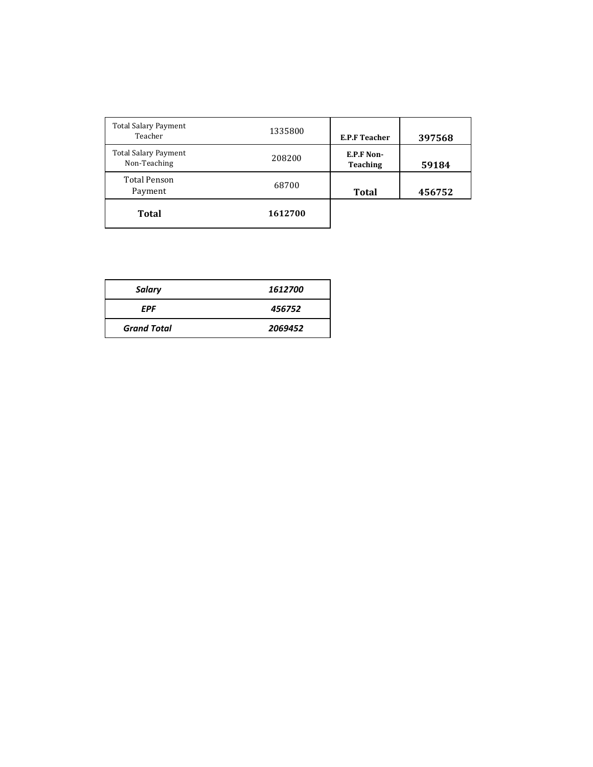| | | | |
|---|---|---|---|
| Total Salary Payment Teacher | 1335800 | **E.P.F Teacher** | **397568** |
| Total Salary Payment Non-Teaching | 208200 | **E.P.F Non-Teaching** | **59184** |
| Total Penson Payment | 68700 | **Total** | **456752** |
| **Total** | **1612700** | | |

| | |
|---|---|
| ***Salary*** | ***1612700*** |
| ***EPF*** | ***456752*** |
| ***Grand Total*** | ***2069452*** |